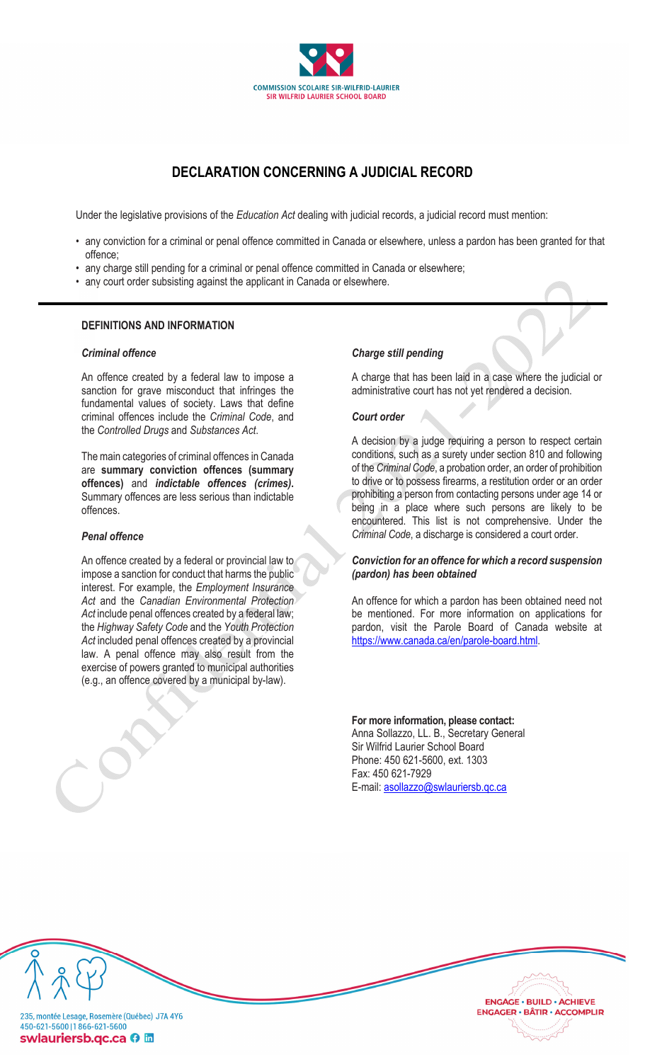COMMISSION SCOLAIRE SIR-WILFRID-LAURIER
SIR WILFRID LAURIER SCHOOL BOARD

# DECLARATION CONCERNING A JUDICIAL RECORD

Under the legislative provisions of the *Education Act* dealing with judicial records, a judicial record must mention:

- any conviction for a criminal or penal offence committed in Canada or elsewhere, unless a pardon has been granted for that offence;
- any charge still pending for a criminal or penal offence committed in Canada or elsewhere;
- any court order subsisting against the applicant in Canada or elsewhere.

## DEFINITIONS AND INFORMATION

### *Criminal offence*

An offence created by a federal law to impose a sanction for grave misconduct that infringes the fundamental values of society. Laws that define criminal offences include the *Criminal Code*, and the *Controlled Drugs* and *Substances Act*.

The main categories of criminal offences in Canada are **summary conviction offences (summary offences)** and ***indictable offences (crimes)***. Summary offences are less serious than indictable offences.

### *Penal offence*

An offence created by a federal or provincial law to impose a sanction for conduct that harms the public interest. For example, the *Employment Insurance Act* and the *Canadian Environmental Protection Act* include penal offences created by a federal law; the *Highway Safety Code* and the *Youth Protection Act* included penal offences created by a provincial law. A penal offence may also result from the exercise of powers granted to municipal authorities (e.g., an offence covered by a municipal by-law).

### *Charge still pending*

A charge that has been laid in a case where the judicial or administrative court has not yet rendered a decision.

### *Court order*

A decision by a judge requiring a person to respect certain conditions, such as a surety under section 810 and following of the *Criminal Code*, a probation order, an order of prohibition to drive or to possess firearms, a restitution order or an order prohibiting a person from contacting persons under age 14 or being in a place where such persons are likely to be encountered. This list is not comprehensive. Under the *Criminal Code*, a discharge is considered a court order.

### *Conviction for an offence for which a record suspension (pardon) has been obtained*

An offence for which a pardon has been obtained need not be mentioned. For more information on applications for pardon, visit the Parole Board of Canada website at https://www.canada.ca/en/parole-board.html.

**For more information, please contact:**
Anna Sollazzo, LL. B., Secretary General
Sir Wilfrid Laurier School Board
Phone: 450 621-5600, ext. 1303
Fax: 450 621-7929
E-mail: asollazzo@swlauriersb.qc.ca

235, montée Lesage, Rosemère (Québec) J7A 4Y6
450-621-5600 | 1 866-621-5600
swlauriersb.qc.ca

ENGAGE • BUILD • ACHIEVE
ENGAGER • BÂTIR • ACCOMPLIR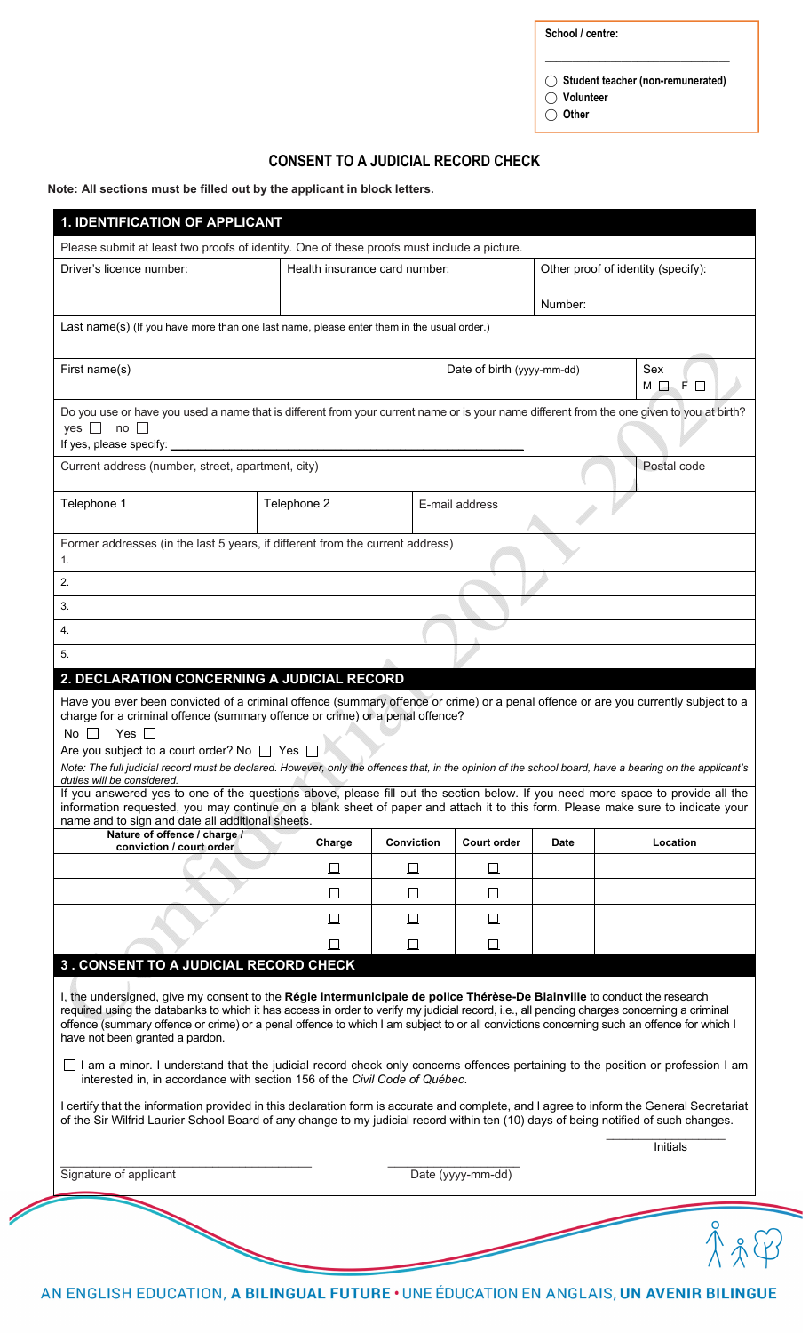School / centre:

\_\_\_\_\_\_\_\_\_\_\_\_\_\_\_\_\_\_\_\_\_\_\_\_\_\_\_\_

◯ Student teacher (non-remunerated)
◯ Volunteer
◯ Other

# CONSENT TO A JUDICIAL RECORD CHECK

**Note: All sections must be filled out by the applicant in block letters.**

## 1. IDENTIFICATION OF APPLICANT

Please submit at least two proofs of identity. One of these proofs must include a picture.

| Driver's licence number: | Health insurance card number: | Other proof of identity (specify): Number: |
|---|---|---|

Last name(s) (If you have more than one last name, please enter them in the usual order.)

| First name(s) | Date of birth (yyyy-mm-dd) | Sex M ☐ F ☐ |
|---|---|---|

Do you use or have you used a name that is different from your current name or is your name different from the one given to you at birth?
yes ☐ no ☐
If yes, please specify: \_\_\_\_\_\_\_\_\_\_\_\_\_\_\_\_\_\_\_\_\_\_\_\_\_\_\_\_\_\_\_\_\_\_\_\_\_\_\_\_

| Current address (number, street, apartment, city) | Postal code |
|---|---|

| Telephone 1 | Telephone 2 | E-mail address |
|---|---|---|

Former addresses (in the last 5 years, if different from the current address)

1.
2.
3.
4.
5.

## 2. DECLARATION CONCERNING A JUDICIAL RECORD

Have you ever been convicted of a criminal offence (summary offence or crime) or a penal offence or are you currently subject to a charge for a criminal offence (summary offence or crime) or a penal offence?
No ☐ Yes ☐

Are you subject to a court order? No ☐ Yes ☐

*Note: The full judicial record must be declared. However, only the offences that, in the opinion of the school board, have a bearing on the applicant's duties will be considered.*

If you answered yes to one of the questions above, please fill out the section below. If you need more space to provide all the information requested, you may continue on a blank sheet of paper and attach it to this form. Please make sure to indicate your name and to sign and date all additional sheets.

| Nature of offence / charge / conviction / court order | Charge | Conviction | Court order | Date | Location |
|---|---|---|---|---|---|
| | ☐ | ☐ | ☐ | | |
| | ☐ | ☐ | ☐ | | |
| | ☐ | ☐ | ☐ | | |
| | ☐ | ☐ | ☐ | | |

## 3 . CONSENT TO A JUDICIAL RECORD CHECK

I, the undersigned, give my consent to the **Régie intermunicipale de police Thérèse-De Blainville** to conduct the research required using the databanks to which it has access in order to verify my judicial record, i.e., all pending charges concerning a criminal offence (summary offence or crime) or a penal offence to which I am subject to or all convictions concerning such an offence for which I have not been granted a pardon.

☐ I am a minor. I understand that the judicial record check only concerns offences pertaining to the position or profession I am interested in, in accordance with section 156 of the *Civil Code of Québec*.

I certify that the information provided in this declaration form is accurate and complete, and I agree to inform the General Secretariat of the Sir Wilfrid Laurier School Board of any change to my judicial record within ten (10) days of being notified of such changes.

\_\_\_\_\_\_\_\_\_\_\_\_\_\_\_\_
Initials

\_\_\_\_\_\_\_\_\_\_\_\_\_\_\_\_\_\_\_\_\_\_\_\_\_\_\_\_ \_\_\_\_\_\_\_\_\_\_\_\_\_\_\_\_
Signature of applicant Date (yyyy-mm-dd)

AN ENGLISH EDUCATION, **A BILINGUAL FUTURE** • UNE ÉDUCATION EN ANGLAIS, **UN AVENIR BILINGUE**